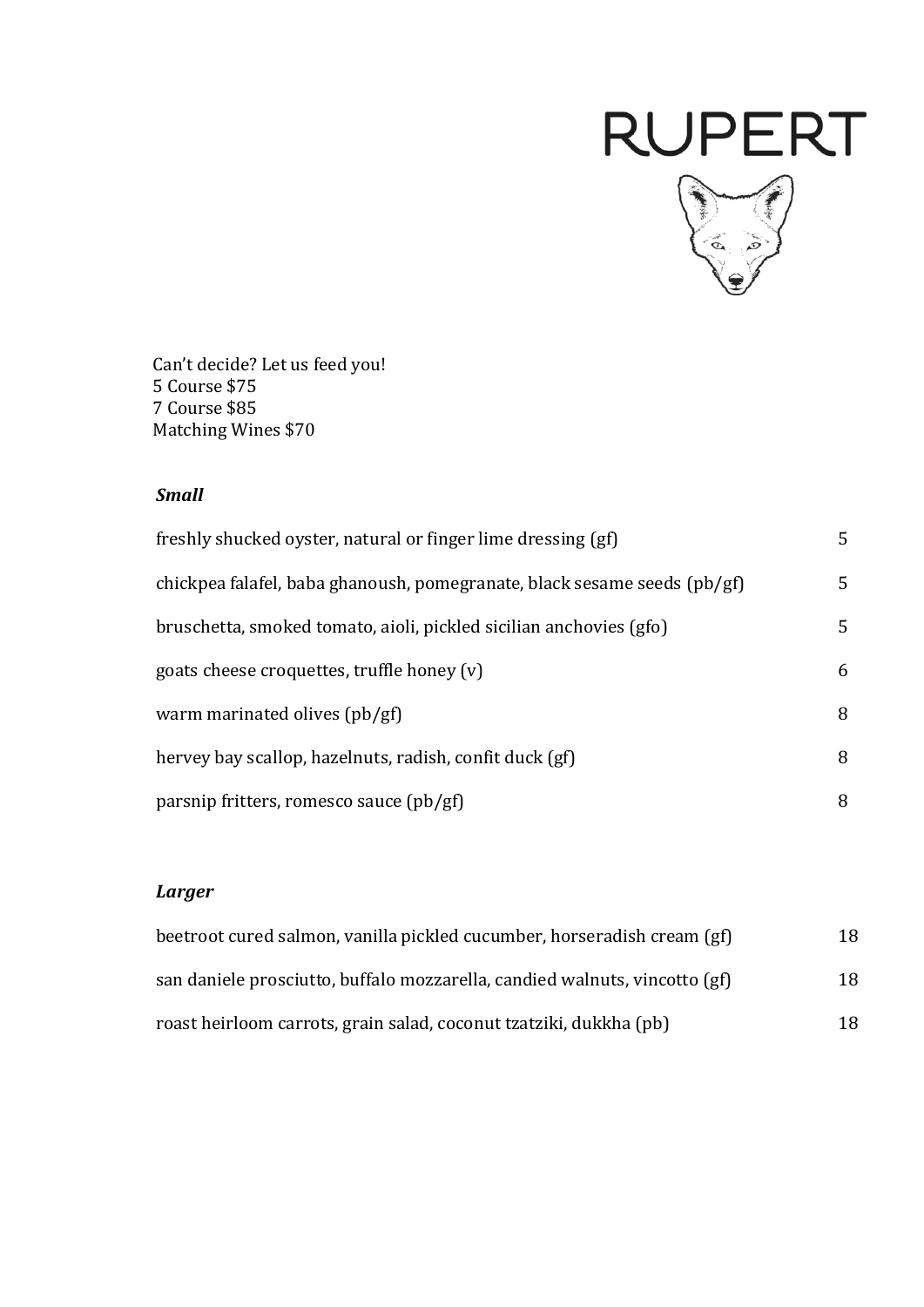# RUPERT

Can't decide? Let us feed you!
5 Course $75
7 Course $85
Matching Wines $70

### *Small*

| | |
|---|---|
| freshly shucked oyster, natural or finger lime dressing (gf) | 5 |
| chickpea falafel, baba ghanoush, pomegranate, black sesame seeds (pb/gf) | 5 |
| bruschetta, smoked tomato, aioli, pickled sicilian anchovies (gfo) | 5 |
| goats cheese croquettes, truffle honey (v) | 6 |
| warm marinated olives (pb/gf) | 8 |
| hervey bay scallop, hazelnuts, radish, confit duck (gf) | 8 |
| parsnip fritters, romesco sauce (pb/gf) | 8 |

### *Larger*

| | |
|---|---|
| beetroot cured salmon, vanilla pickled cucumber, horseradish cream (gf) | 18 |
| san daniele prosciutto, buffalo mozzarella, candied walnuts, vincotto (gf) | 18 |
| roast heirloom carrots, grain salad, coconut tzatziki, dukkha (pb) | 18 |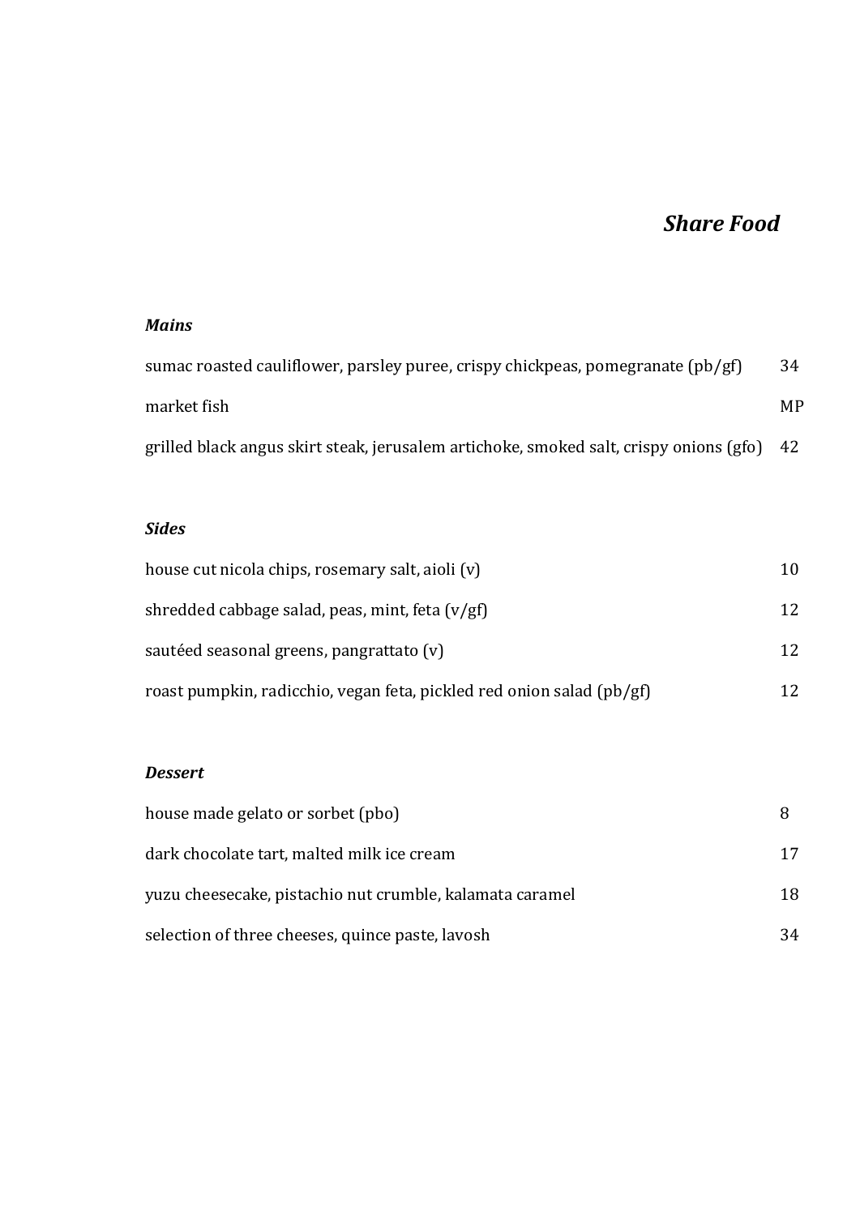## *Share Food*

### *Mains*

| | |
|---|---|
| sumac roasted cauliflower, parsley puree, crispy chickpeas, pomegranate (pb/gf) | 34 |
| market fish | MP |
| grilled black angus skirt steak, jerusalem artichoke, smoked salt, crispy onions (gfo) | 42 |

### *Sides*

| | |
|---|---|
| house cut nicola chips, rosemary salt, aioli (v) | 10 |
| shredded cabbage salad, peas, mint, feta (v/gf) | 12 |
| sautéed seasonal greens, pangrattato (v) | 12 |
| roast pumpkin, radicchio, vegan feta, pickled red onion salad (pb/gf) | 12 |

### *Dessert*

| | |
|---|---|
| house made gelato or sorbet (pbo) | 8 |
| dark chocolate tart, malted milk ice cream | 17 |
| yuzu cheesecake, pistachio nut crumble, kalamata caramel | 18 |
| selection of three cheeses, quince paste, lavosh | 34 |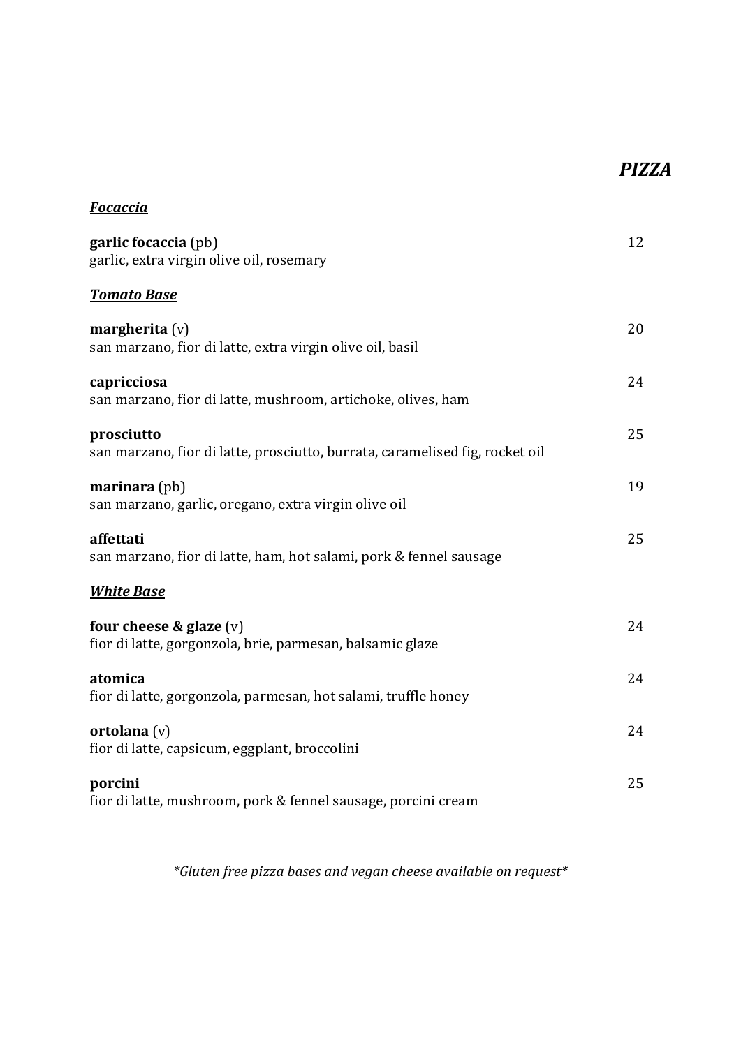# *PIZZA*

***Focaccia***

**garlic focaccia** (pb) 12
garlic, extra virgin olive oil, rosemary

***Tomato Base***

**margherita** (v) 20
san marzano, fior di latte, extra virgin olive oil, basil

**capricciosa** 24
san marzano, fior di latte, mushroom, artichoke, olives, ham

**prosciutto** 25
san marzano, fior di latte, prosciutto, burrata, caramelised fig, rocket oil

**marinara** (pb) 19
san marzano, garlic, oregano, extra virgin olive oil

**affettati** 25
san marzano, fior di latte, ham, hot salami, pork & fennel sausage

***White Base***

**four cheese & glaze** (v) 24
fior di latte, gorgonzola, brie, parmesan, balsamic glaze

**atomica** 24
fior di latte, gorgonzola, parmesan, hot salami, truffle honey

**ortolana** (v) 24
fior di latte, capsicum, eggplant, broccolini

**porcini** 25
fior di latte, mushroom, pork & fennel sausage, porcini cream

*\*Gluten free pizza bases and vegan cheese available on request\**